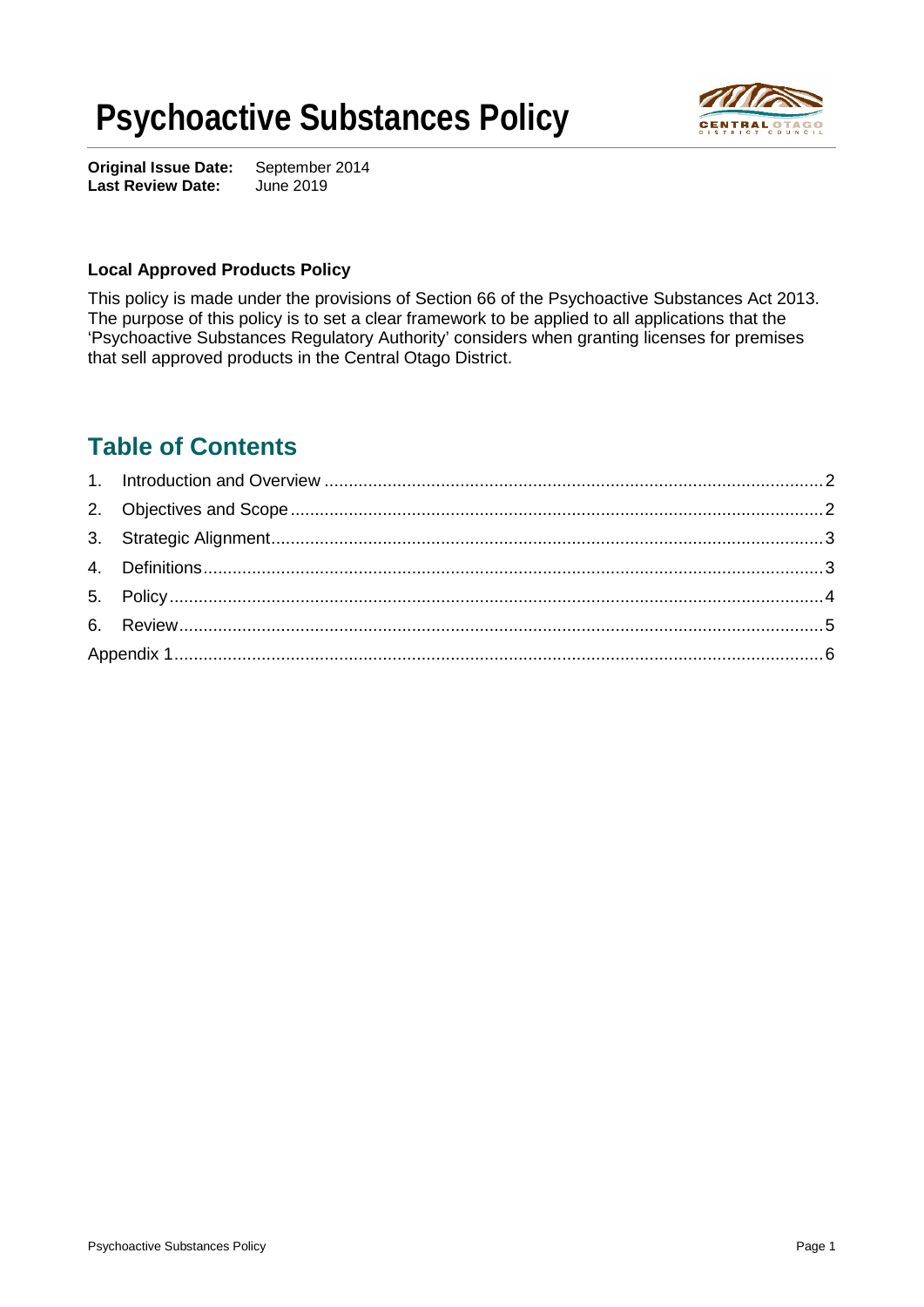# Psychoactive Substances Policy

**Original Issue Date:** September 2014
**Last Review Date:** June 2019

**Local Approved Products Policy**

This policy is made under the provisions of Section 66 of the Psychoactive Substances Act 2013. The purpose of this policy is to set a clear framework to be applied to all applications that the 'Psychoactive Substances Regulatory Authority' considers when granting licenses for premises that sell approved products in the Central Otago District.

## Table of Contents

1. Introduction and Overview ........ 2
2. Objectives and Scope ........ 2
3. Strategic Alignment ........ 3
4. Definitions ........ 3
5. Policy ........ 4
6. Review ........ 5

Appendix 1 ........ 6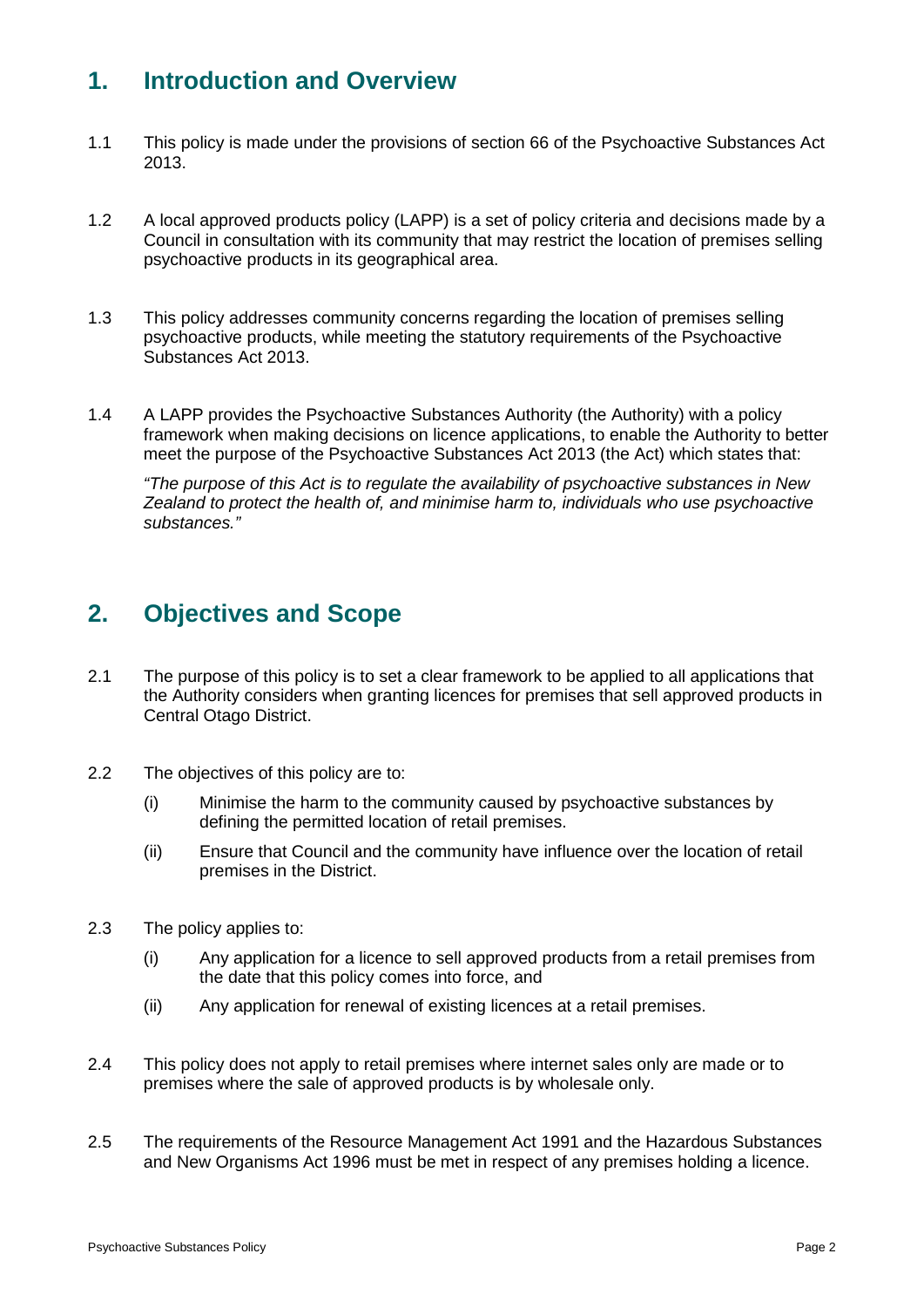## 1. Introduction and Overview

1.1 This policy is made under the provisions of section 66 of the Psychoactive Substances Act 2013.

1.2 A local approved products policy (LAPP) is a set of policy criteria and decisions made by a Council in consultation with its community that may restrict the location of premises selling psychoactive products in its geographical area.

1.3 This policy addresses community concerns regarding the location of premises selling psychoactive products, while meeting the statutory requirements of the Psychoactive Substances Act 2013.

1.4 A LAPP provides the Psychoactive Substances Authority (the Authority) with a policy framework when making decisions on licence applications, to enable the Authority to better meet the purpose of the Psychoactive Substances Act 2013 (the Act) which states that:

*"The purpose of this Act is to regulate the availability of psychoactive substances in New Zealand to protect the health of, and minimise harm to, individuals who use psychoactive substances."*

## 2. Objectives and Scope

2.1 The purpose of this policy is to set a clear framework to be applied to all applications that the Authority considers when granting licences for premises that sell approved products in Central Otago District.

2.2 The objectives of this policy are to:

(i) Minimise the harm to the community caused by psychoactive substances by defining the permitted location of retail premises.

(ii) Ensure that Council and the community have influence over the location of retail premises in the District.

2.3 The policy applies to:

(i) Any application for a licence to sell approved products from a retail premises from the date that this policy comes into force, and

(ii) Any application for renewal of existing licences at a retail premises.

2.4 This policy does not apply to retail premises where internet sales only are made or to premises where the sale of approved products is by wholesale only.

2.5 The requirements of the Resource Management Act 1991 and the Hazardous Substances and New Organisms Act 1996 must be met in respect of any premises holding a licence.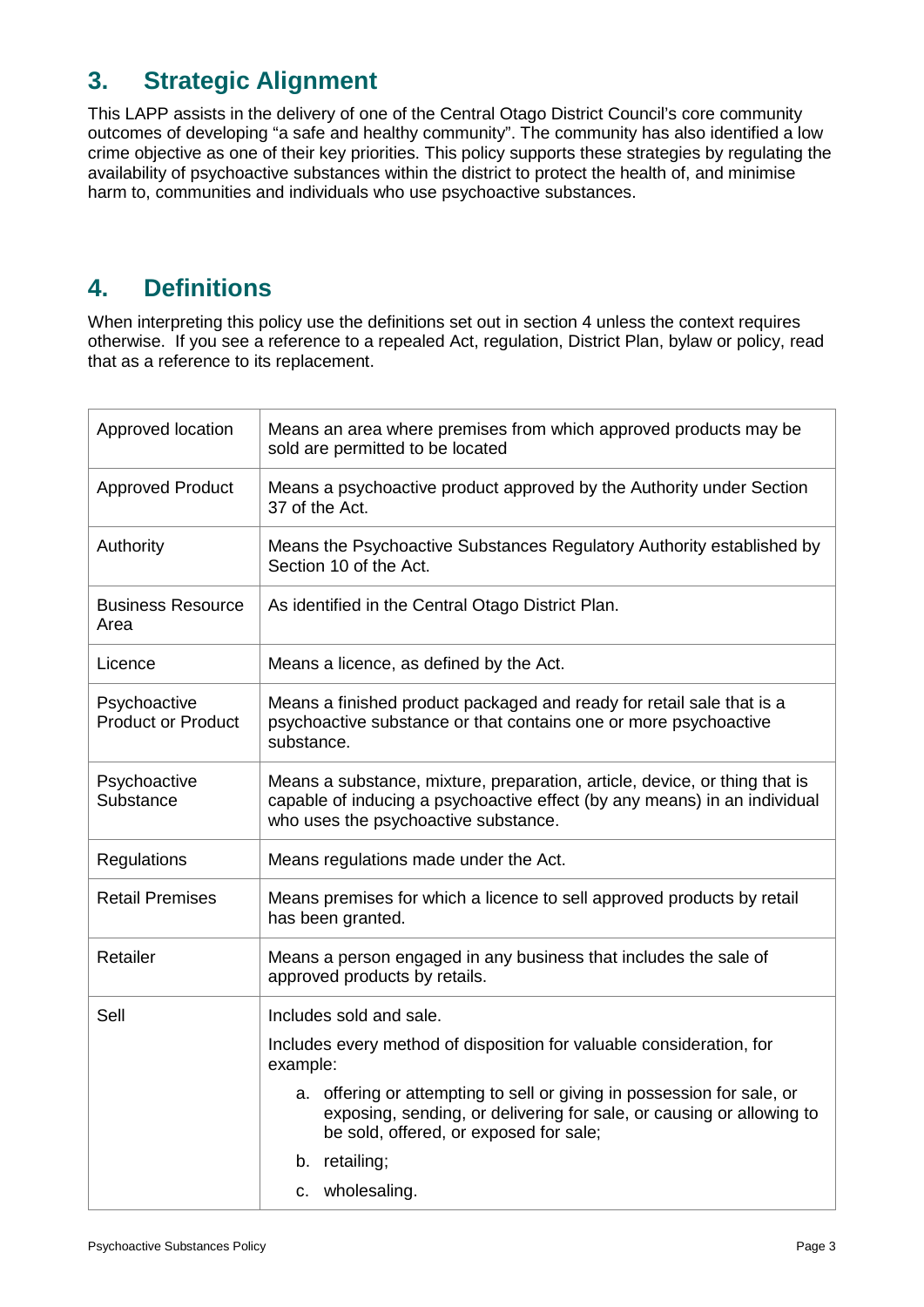## 3. Strategic Alignment

This LAPP assists in the delivery of one of the Central Otago District Council's core community outcomes of developing "a safe and healthy community". The community has also identified a low crime objective as one of their key priorities. This policy supports these strategies by regulating the availability of psychoactive substances within the district to protect the health of, and minimise harm to, communities and individuals who use psychoactive substances.

## 4. Definitions

When interpreting this policy use the definitions set out in section 4 unless the context requires otherwise. If you see a reference to a repealed Act, regulation, District Plan, bylaw or policy, read that as a reference to its replacement.

| Term | Definition |
|---|---|
| Approved location | Means an area where premises from which approved products may be sold are permitted to be located |
| Approved Product | Means a psychoactive product approved by the Authority under Section 37 of the Act. |
| Authority | Means the Psychoactive Substances Regulatory Authority established by Section 10 of the Act. |
| Business Resource Area | As identified in the Central Otago District Plan. |
| Licence | Means a licence, as defined by the Act. |
| Psychoactive Product or Product | Means a finished product packaged and ready for retail sale that is a psychoactive substance or that contains one or more psychoactive substance. |
| Psychoactive Substance | Means a substance, mixture, preparation, article, device, or thing that is capable of inducing a psychoactive effect (by any means) in an individual who uses the psychoactive substance. |
| Regulations | Means regulations made under the Act. |
| Retail Premises | Means premises for which a licence to sell approved products by retail has been granted. |
| Retailer | Means a person engaged in any business that includes the sale of approved products by retails. |
| Sell | Includes sold and sale.<br>Includes every method of disposition for valuable consideration, for example:<br>a. offering or attempting to sell or giving in possession for sale, or exposing, sending, or delivering for sale, or causing or allowing to be sold, offered, or exposed for sale;<br>b. retailing;<br>c. wholesaling. |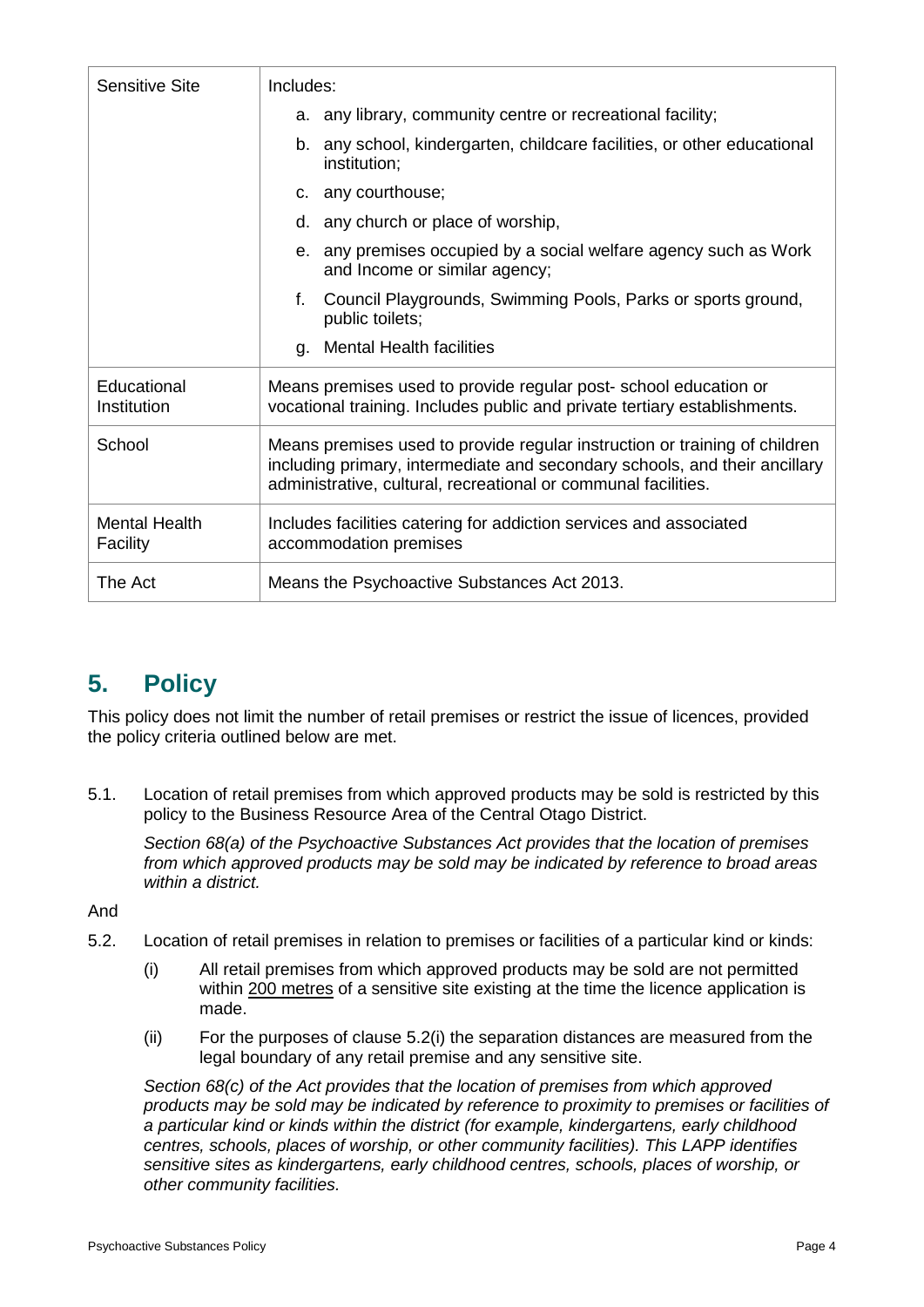| Sensitive Site | Includes:<br>a. any library, community centre or recreational facility;<br>b. any school, kindergarten, childcare facilities, or other educational institution;<br>c. any courthouse;<br>d. any church or place of worship,<br>e. any premises occupied by a social welfare agency such as Work and Income or similar agency;<br>f. Council Playgrounds, Swimming Pools, Parks or sports ground, public toilets;<br>g. Mental Health facilities |
|---|---|
| Educational Institution | Means premises used to provide regular post- school education or vocational training. Includes public and private tertiary establishments. |
| School | Means premises used to provide regular instruction or training of children including primary, intermediate and secondary schools, and their ancillary administrative, cultural, recreational or communal facilities. |
| Mental Health Facility | Includes facilities catering for addiction services and associated accommodation premises |
| The Act | Means the Psychoactive Substances Act 2013. |

## 5. Policy

This policy does not limit the number of retail premises or restrict the issue of licences, provided the policy criteria outlined below are met.

5.1. Location of retail premises from which approved products may be sold is restricted by this policy to the Business Resource Area of the Central Otago District.

*Section 68(a) of the Psychoactive Substances Act provides that the location of premises from which approved products may be sold may be indicated by reference to broad areas within a district.*

And

5.2. Location of retail premises in relation to premises or facilities of a particular kind or kinds:

(i) All retail premises from which approved products may be sold are not permitted within 200 metres of a sensitive site existing at the time the licence application is made.

(ii) For the purposes of clause 5.2(i) the separation distances are measured from the legal boundary of any retail premise and any sensitive site.

*Section 68(c) of the Act provides that the location of premises from which approved products may be sold may be indicated by reference to proximity to premises or facilities of a particular kind or kinds within the district (for example, kindergartens, early childhood centres, schools, places of worship, or other community facilities). This LAPP identifies sensitive sites as kindergartens, early childhood centres, schools, places of worship, or other community facilities.*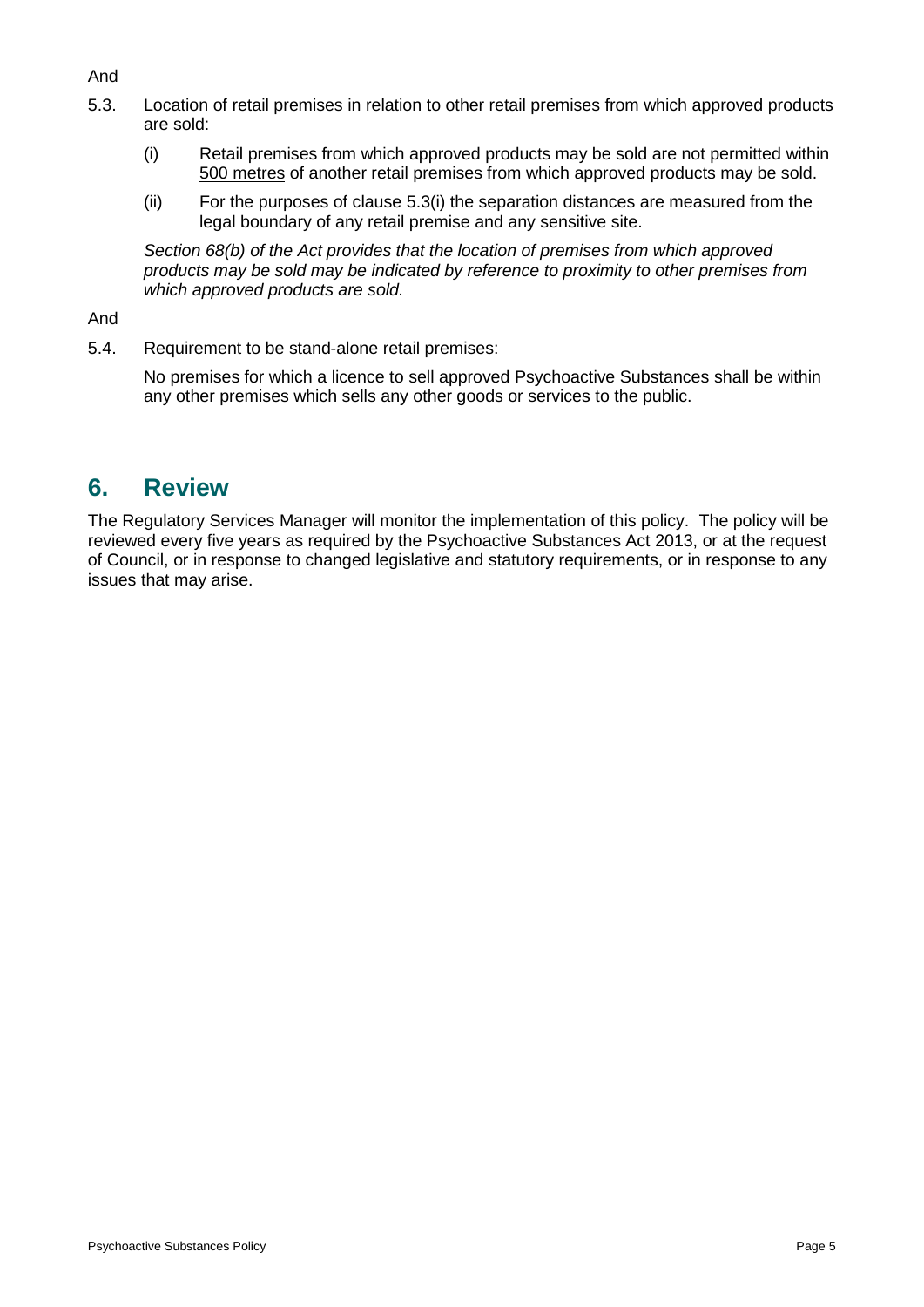And

5.3. Location of retail premises in relation to other retail premises from which approved products are sold:

(i) Retail premises from which approved products may be sold are not permitted within 500 metres of another retail premises from which approved products may be sold.

(ii) For the purposes of clause 5.3(i) the separation distances are measured from the legal boundary of any retail premise and any sensitive site.

*Section 68(b) of the Act provides that the location of premises from which approved products may be sold may be indicated by reference to proximity to other premises from which approved products are sold.*

And

5.4. Requirement to be stand-alone retail premises:

No premises for which a licence to sell approved Psychoactive Substances shall be within any other premises which sells any other goods or services to the public.

## 6. Review

The Regulatory Services Manager will monitor the implementation of this policy. The policy will be reviewed every five years as required by the Psychoactive Substances Act 2013, or at the request of Council, or in response to changed legislative and statutory requirements, or in response to any issues that may arise.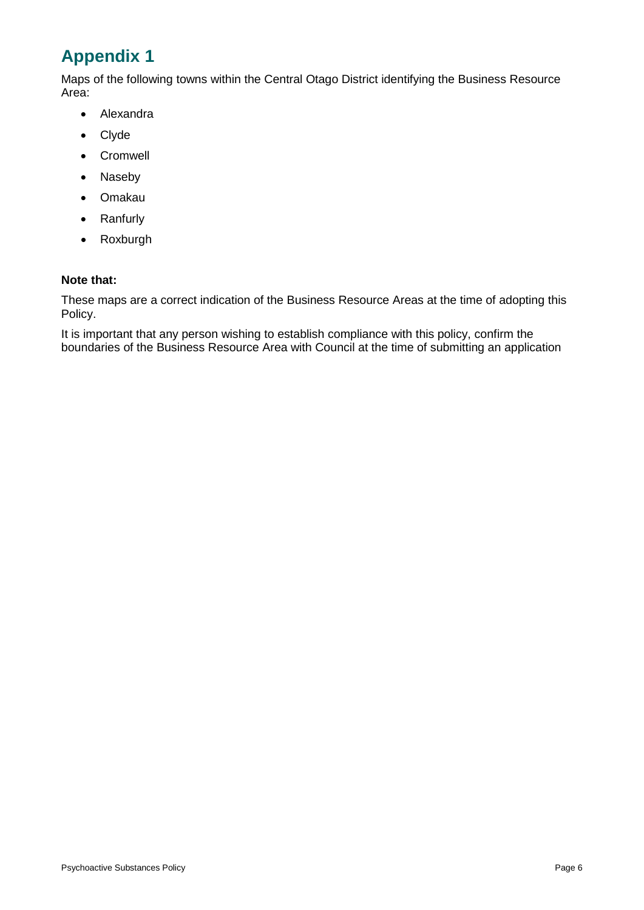# Appendix 1

Maps of the following towns within the Central Otago District identifying the Business Resource Area:

- Alexandra
- Clyde
- Cromwell
- Naseby
- Omakau
- Ranfurly
- Roxburgh

**Note that:**

These maps are a correct indication of the Business Resource Areas at the time of adopting this Policy.

It is important that any person wishing to establish compliance with this policy, confirm the boundaries of the Business Resource Area with Council at the time of submitting an application